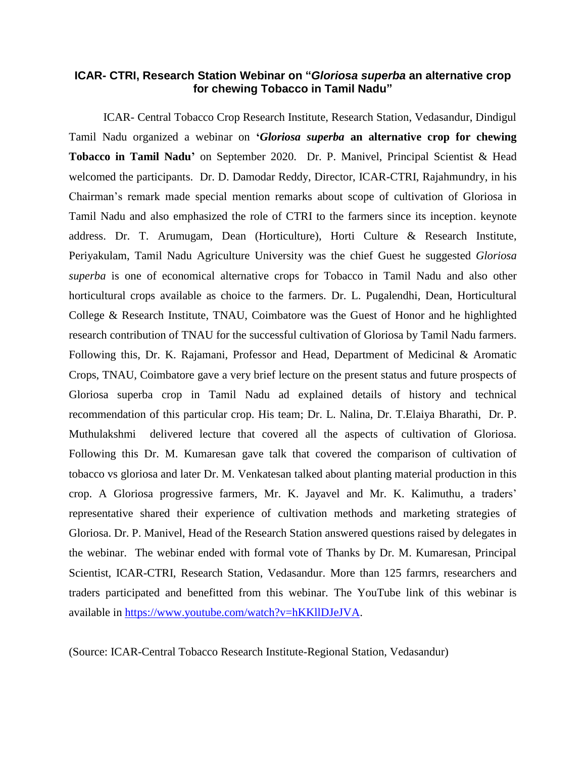# ICAR- CTRI, Research Station Webinar on "*Gloriosa superba* an alternative crop for chewing Tobacco in Tamil Nadu"

ICAR- Central Tobacco Crop Research Institute, Research Station, Vedasandur, Dindigul Tamil Nadu organized a webinar on **'*Gloriosa superba* an alternative crop for chewing Tobacco in Tamil Nadu'** on September 2020. Dr. P. Manivel, Principal Scientist & Head welcomed the participants. Dr. D. Damodar Reddy, Director, ICAR-CTRI, Rajahmundry, in his Chairman's remark made special mention remarks about scope of cultivation of Gloriosa in Tamil Nadu and also emphasized the role of CTRI to the farmers since its inception. keynote address. Dr. T. Arumugam, Dean (Horticulture), Horti Culture & Research Institute, Periyakulam, Tamil Nadu Agriculture University was the chief Guest he suggested *Gloriosa superba* is one of economical alternative crops for Tobacco in Tamil Nadu and also other horticultural crops available as choice to the farmers. Dr. L. Pugalendhi, Dean, Horticultural College & Research Institute, TNAU, Coimbatore was the Guest of Honor and he highlighted research contribution of TNAU for the successful cultivation of Gloriosa by Tamil Nadu farmers. Following this, Dr. K. Rajamani, Professor and Head, Department of Medicinal & Aromatic Crops, TNAU, Coimbatore gave a very brief lecture on the present status and future prospects of Gloriosa superba crop in Tamil Nadu ad explained details of history and technical recommendation of this particular crop. His team; Dr. L. Nalina, Dr. T.Elaiya Bharathi, Dr. P. Muthulakshmi delivered lecture that covered all the aspects of cultivation of Gloriosa. Following this Dr. M. Kumaresan gave talk that covered the comparison of cultivation of tobacco vs gloriosa and later Dr. M. Venkatesan talked about planting material production in this crop. A Gloriosa progressive farmers, Mr. K. Jayavel and Mr. K. Kalimuthu, a traders' representative shared their experience of cultivation methods and marketing strategies of Gloriosa. Dr. P. Manivel, Head of the Research Station answered questions raised by delegates in the webinar. The webinar ended with formal vote of Thanks by Dr. M. Kumaresan, Principal Scientist, ICAR-CTRI, Research Station, Vedasandur. More than 125 farmrs, researchers and traders participated and benefitted from this webinar. The YouTube link of this webinar is available in [https://www.youtube.com/watch?v=hKKllDJeJVA](https://www.youtube.com/watch?v=hKKllDJeJVA).

(Source: ICAR-Central Tobacco Research Institute-Regional Station, Vedasandur)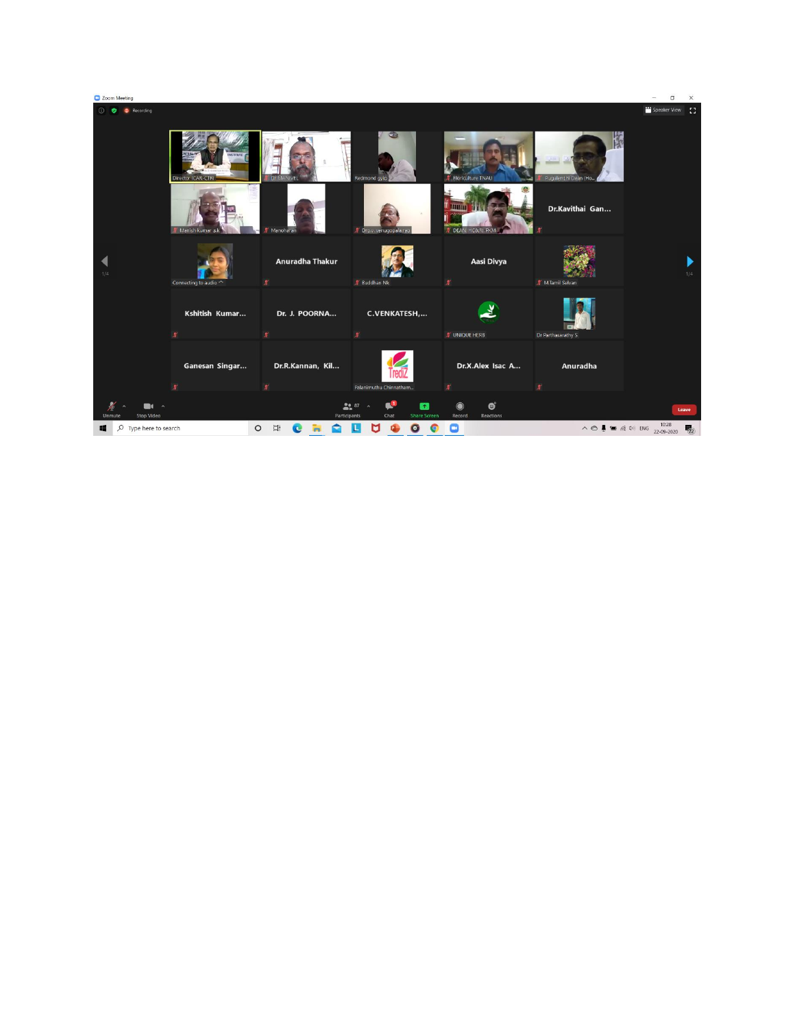Zoom Meeting

Recording

Speaker View

Director ICAR-CTRI

Dr.M.NIVEL

Redmond gylo

Horticulture TNAU

Pugalendhi Dean (Ho...

Manish Kumar ...

Manoharan

Dr.p. venugopala rao

DEAN HC&RI PKM

Dr.Kavithai Gan...

Connecting to audio

Anuradha Thakur

Buddhan Nk

Aasi Divya

M.Tamil Selvan

Kshitish Kumar...

Dr. J. POORNA...

C.VENKATESH,...

UNIQUE HERB

Dr Parthasarathy S

Ganesan Singar...

Dr.R.Kannan, Kil...

Palanimuthu Chinnatham...

Dr.X.Alex Isac A...

Anuradha

1/4

Unmute

Stop Video

87

Participants

Chat

Share Screen

Record

Reactions

Leave

Type here to search

ENG

10:28

22-09-2020